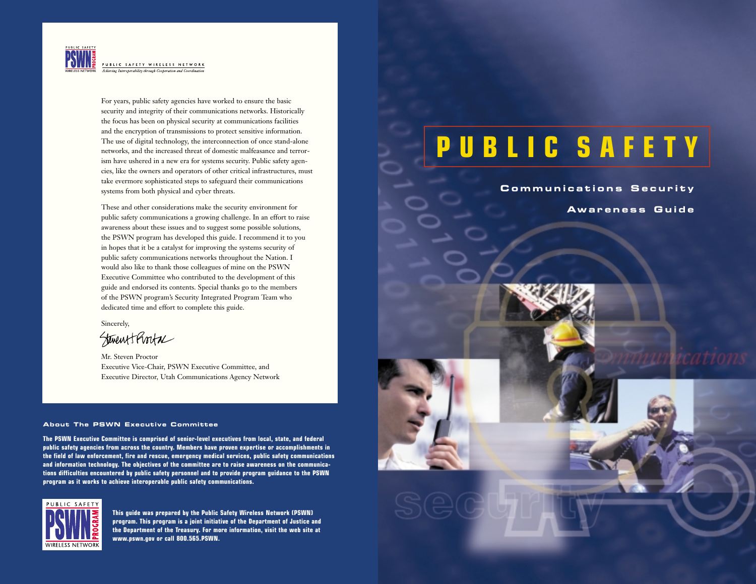# PUBLIC SAFETY

## Communications Security Awareness Guide

PUBLIC SAFETY WIRELESS NETWORK
*Achieving Interoperability through Cooperation and Coordination*

For years, public safety agencies have worked to ensure the basic security and integrity of their communications networks. Historically the focus has been on physical security at communications facilities and the encryption of transmissions to protect sensitive information. The use of digital technology, the interconnection of once stand-alone networks, and the increased threat of domestic malfeasance and terrorism have ushered in a new era for systems security. Public safety agencies, like the owners and operators of other critical infrastructures, must take evermore sophisticated steps to safeguard their communications systems from both physical and cyber threats.

These and other considerations make the security environment for public safety communications a growing challenge. In an effort to raise awareness about these issues and to suggest some possible solutions, the PSWN program has developed this guide. I recommend it to you in hopes that it be a catalyst for improving the systems security of public safety communications networks throughout the Nation. I would also like to thank those colleagues of mine on the PSWN Executive Committee who contributed to the development of this guide and endorsed its contents. Special thanks go to the members of the PSWN program's Security Integrated Program Team who dedicated time and effort to complete this guide.

Sincerely,

Mr. Steven Proctor
Executive Vice-Chair, PSWN Executive Committee, and
Executive Director, Utah Communications Agency Network

### About The PSWN Executive Committee

**The PSWN Executive Committee is comprised of senior-level executives from local, state, and federal public safety agencies from across the country. Members have proven expertise or accomplishments in the field of law enforcement, fire and rescue, emergency medical services, public safety communications and information technology. The objectives of the committee are to raise awareness on the communications difficulties encountered by public safety personnel and to provide program guidance to the PSWN program as it works to achieve interoperable public safety communications.**

**This guide was prepared by the Public Safety Wireless Network (PSWN) program. This program is a joint initiative of the Department of Justice and the Department of the Treasury. For more information, visit the web site at www.pswn.gov or call 800.565.PSWN.**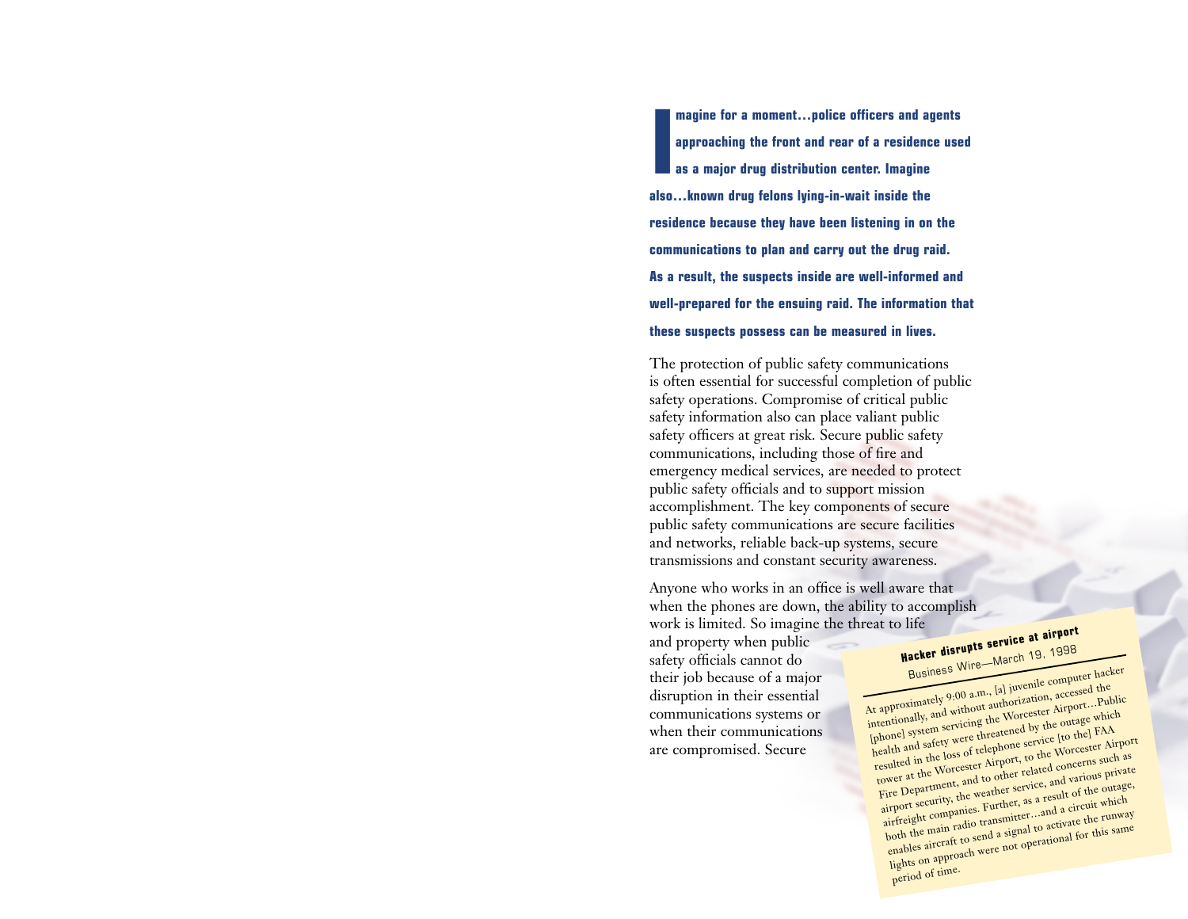**Imagine for a moment...police officers and agents approaching the front and rear of a residence used as a major drug distribution center. Imagine also...known drug felons lying-in-wait inside the residence because they have been listening in on the communications to plan and carry out the drug raid. As a result, the suspects inside are well-informed and well-prepared for the ensuing raid. The information that these suspects possess can be measured in lives.**

The protection of public safety communications is often essential for successful completion of public safety operations. Compromise of critical public safety information also can place valiant public safety officers at great risk. Secure public safety communications, including those of fire and emergency medical services, are needed to protect public safety officials and to support mission accomplishment. The key components of secure public safety communications are secure facilities and networks, reliable back-up systems, secure transmissions and constant security awareness.

Anyone who works in an office is well aware that when the phones are down, the ability to accomplish work is limited. So imagine the threat to life and property when public safety officials cannot do their job because of a major disruption in their essential communications systems or when their communications are compromised. Secure

**Hacker disrupts service at airport**

Business Wire—March 19, 1998

At approximately 9:00 a.m., [a] juvenile computer hacker intentionally, and without authorization, accessed the [phone] system servicing the Worcester Airport...Public health and safety were threatened by the outage which resulted in the loss of telephone service [to the] FAA tower at the Worcester Airport, to the Worcester Airport Fire Department, and to other related concerns such as airport security, the weather service, and various private airfreight companies. Further, as a result of the outage, both the main radio transmitter...and a circuit which enables aircraft to send a signal to activate the runway lights on approach were not operational for this same period of time.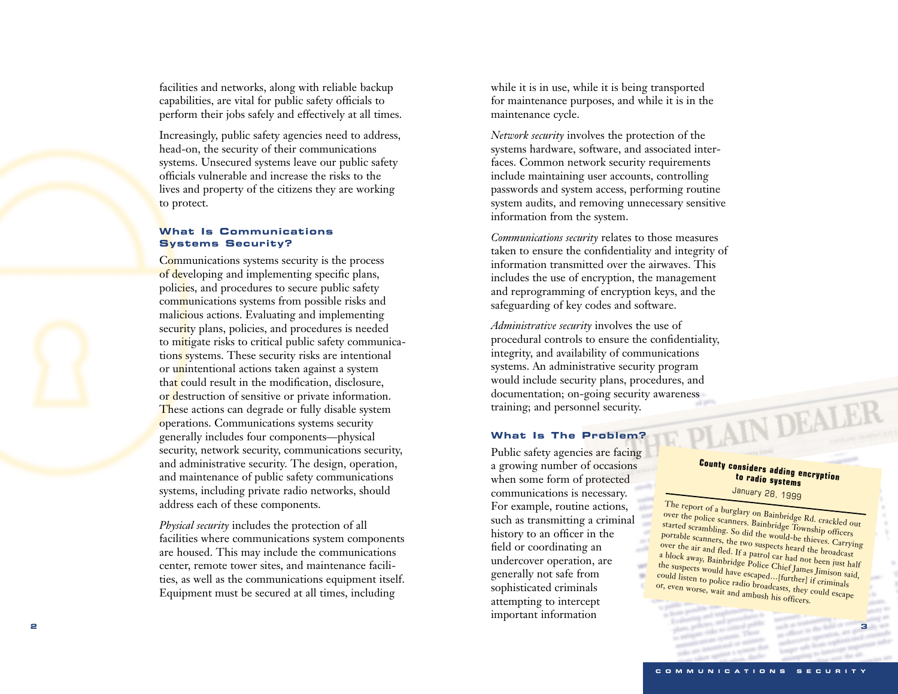facilities and networks, along with reliable backup capabilities, are vital for public safety officials to perform their jobs safely and effectively at all times.

Increasingly, public safety agencies need to address, head-on, the security of their communications systems. Unsecured systems leave our public safety officials vulnerable and increase the risks to the lives and property of the citizens they are working to protect.

## What Is Communications Systems Security?

Communications systems security is the process of developing and implementing specific plans, policies, and procedures to secure public safety communications systems from possible risks and malicious actions. Evaluating and implementing security plans, policies, and procedures is needed to mitigate risks to critical public safety communications systems. These security risks are intentional or unintentional actions taken against a system that could result in the modification, disclosure, or destruction of sensitive or private information. These actions can degrade or fully disable system operations. Communications systems security generally includes four components—physical security, network security, communications security, and administrative security. The design, operation, and maintenance of public safety communications systems, including private radio networks, should address each of these components.

*Physical security* includes the protection of all facilities where communications system components are housed. This may include the communications center, remote tower sites, and maintenance facilities, as well as the communications equipment itself. Equipment must be secured at all times, including while it is in use, while it is being transported for maintenance purposes, and while it is in the maintenance cycle.

*Network security* involves the protection of the systems hardware, software, and associated interfaces. Common network security requirements include maintaining user accounts, controlling passwords and system access, performing routine system audits, and removing unnecessary sensitive information from the system.

*Communications security* relates to those measures taken to ensure the confidentiality and integrity of information transmitted over the airwaves. This includes the use of encryption, the management and reprogramming of encryption keys, and the safeguarding of key codes and software.

*Administrative security* involves the use of procedural controls to ensure the confidentiality, integrity, and availability of communications systems. An administrative security program would include security plans, procedures, and documentation; on-going security awareness training; and personnel security.

## What Is The Problem?

Public safety agencies are facing a growing number of occasions when some form of protected communications is necessary. For example, routine actions, such as transmitting a criminal history to an officer in the field or coordinating an undercover operation, are generally not safe from sophisticated criminals attempting to intercept important information

> **County considers adding encryption to radio systems**
>
> January 28, 1999
>
> The report of a burglary on Bainbridge Rd. crackled out over the police scanners. Bainbridge Township officers started scrambling. So did the would-be thieves. Carrying portable scanners, the two suspects heard the broadcast over the air and fled. If a patrol car had not been just half a block away, Bainbridge Police Chief James Jimison said, the suspects would have escaped…[further] if criminals could listen to police radio broadcasts, they could escape or, even worse, wait and ambush his officers.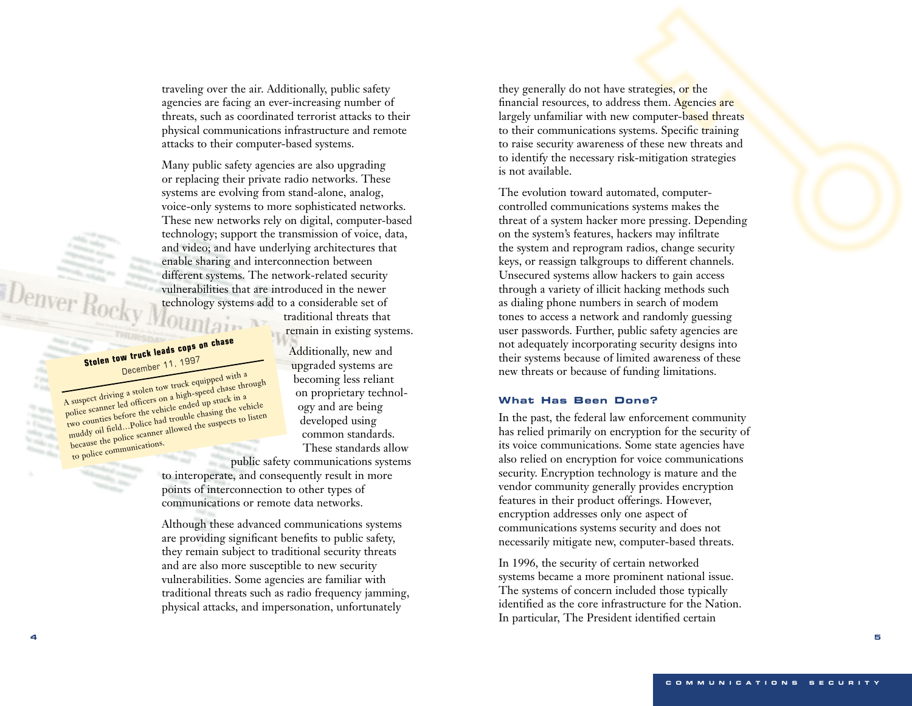traveling over the air. Additionally, public safety agencies are facing an ever-increasing number of threats, such as coordinated terrorist attacks to their physical communications infrastructure and remote attacks to their computer-based systems.

Many public safety agencies are also upgrading or replacing their private radio networks. These systems are evolving from stand-alone, analog, voice-only systems to more sophisticated networks. These new networks rely on digital, computer-based technology; support the transmission of voice, data, and video; and have underlying architectures that enable sharing and interconnection between different systems. The network-related security vulnerabilities that are introduced in the newer technology systems add to a considerable set of traditional threats that remain in existing systems.

Additionally, new and upgraded systems are becoming less reliant on proprietary technology and are being developed using common standards. These standards allow public safety communications systems to interoperate, and consequently result in more points of interconnection to other types of communications or remote data networks.

> **Stolen tow truck leads cops on chase**
> December 11, 1997
>
> A suspect driving a stolen tow truck equipped with a police scanner led officers on a high-speed chase through two counties before the vehicle ended up stuck in a muddy oil field...Police had trouble chasing the vehicle because the police scanner allowed the suspects to listen to police communications.

Although these advanced communications systems are providing significant benefits to public safety, they remain subject to traditional security threats and are also more susceptible to new security vulnerabilities. Some agencies are familiar with traditional threats such as radio frequency jamming, physical attacks, and impersonation, unfortunately they generally do not have strategies, or the financial resources, to address them. Agencies are largely unfamiliar with new computer-based threats to their communications systems. Specific training to raise security awareness of these new threats and to identify the necessary risk-mitigation strategies is not available.

The evolution toward automated, computer-controlled communications systems makes the threat of a system hacker more pressing. Depending on the system's features, hackers may infiltrate the system and reprogram radios, change security keys, or reassign talkgroups to different channels. Unsecured systems allow hackers to gain access through a variety of illicit hacking methods such as dialing phone numbers in search of modem tones to access a network and randomly guessing user passwords. Further, public safety agencies are not adequately incorporating security designs into their systems because of limited awareness of these new threats or because of funding limitations.

### What Has Been Done?

In the past, the federal law enforcement community has relied primarily on encryption for the security of its voice communications. Some state agencies have also relied on encryption for voice communications security. Encryption technology is mature and the vendor community generally provides encryption features in their product offerings. However, encryption addresses only one aspect of communications systems security and does not necessarily mitigate new, computer-based threats.

In 1996, the security of certain networked systems became a more prominent national issue. The systems of concern included those typically identified as the core infrastructure for the Nation. In particular, The President identified certain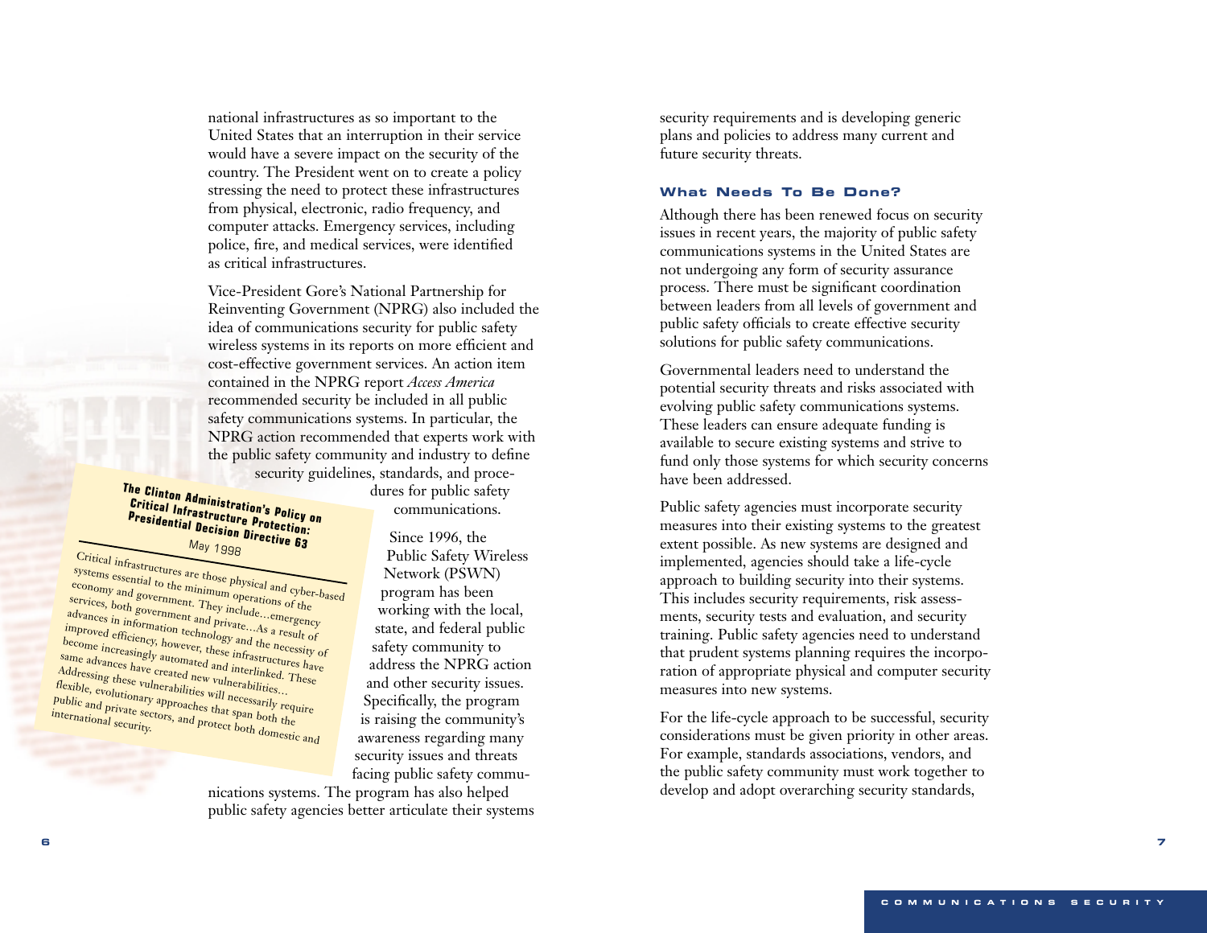national infrastructures as so important to the United States that an interruption in their service would have a severe impact on the security of the country. The President went on to create a policy stressing the need to protect these infrastructures from physical, electronic, radio frequency, and computer attacks. Emergency services, including police, fire, and medical services, were identified as critical infrastructures.

Vice-President Gore's National Partnership for Reinventing Government (NPRG) also included the idea of communications security for public safety wireless systems in its reports on more efficient and cost-effective government services. An action item contained in the NPRG report *Access America* recommended security be included in all public safety communications systems. In particular, the NPRG action recommended that experts work with the public safety community and industry to define security guidelines, standards, and procedures for public safety communications.

> **The Clinton Administration's Policy on Critical Infrastructure Protection: Presidential Decision Directive 63**
>
> May 1998
>
> Critical infrastructures are those physical and cyber-based systems essential to the minimum operations of the economy and government. They include...emergency services, both government and private...As a result of advances in information technology and the necessity of improved efficiency, however, these infrastructures have become increasingly automated and interlinked. These same advances have created new vulnerabilities... Addressing these vulnerabilities will necessarily require flexible, evolutionary approaches that span both the public and private sectors, and protect both domestic and international security.

Since 1996, the Public Safety Wireless Network (PSWN) program has been working with the local, state, and federal public safety community to address the NPRG action and other security issues. Specifically, the program is raising the community's awareness regarding many security issues and threats facing public safety communications systems. The program has also helped public safety agencies better articulate their systems security requirements and is developing generic plans and policies to address many current and future security threats.

## What Needs To Be Done?

Although there has been renewed focus on security issues in recent years, the majority of public safety communications systems in the United States are not undergoing any form of security assurance process. There must be significant coordination between leaders from all levels of government and public safety officials to create effective security solutions for public safety communications.

Governmental leaders need to understand the potential security threats and risks associated with evolving public safety communications systems. These leaders can ensure adequate funding is available to secure existing systems and strive to fund only those systems for which security concerns have been addressed.

Public safety agencies must incorporate security measures into their existing systems to the greatest extent possible. As new systems are designed and implemented, agencies should take a life-cycle approach to building security into their systems. This includes security requirements, risk assessments, security tests and evaluation, and security training. Public safety agencies need to understand that prudent systems planning requires the incorporation of appropriate physical and computer security measures into new systems.

For the life-cycle approach to be successful, security considerations must be given priority in other areas. For example, standards associations, vendors, and the public safety community must work together to develop and adopt overarching security standards,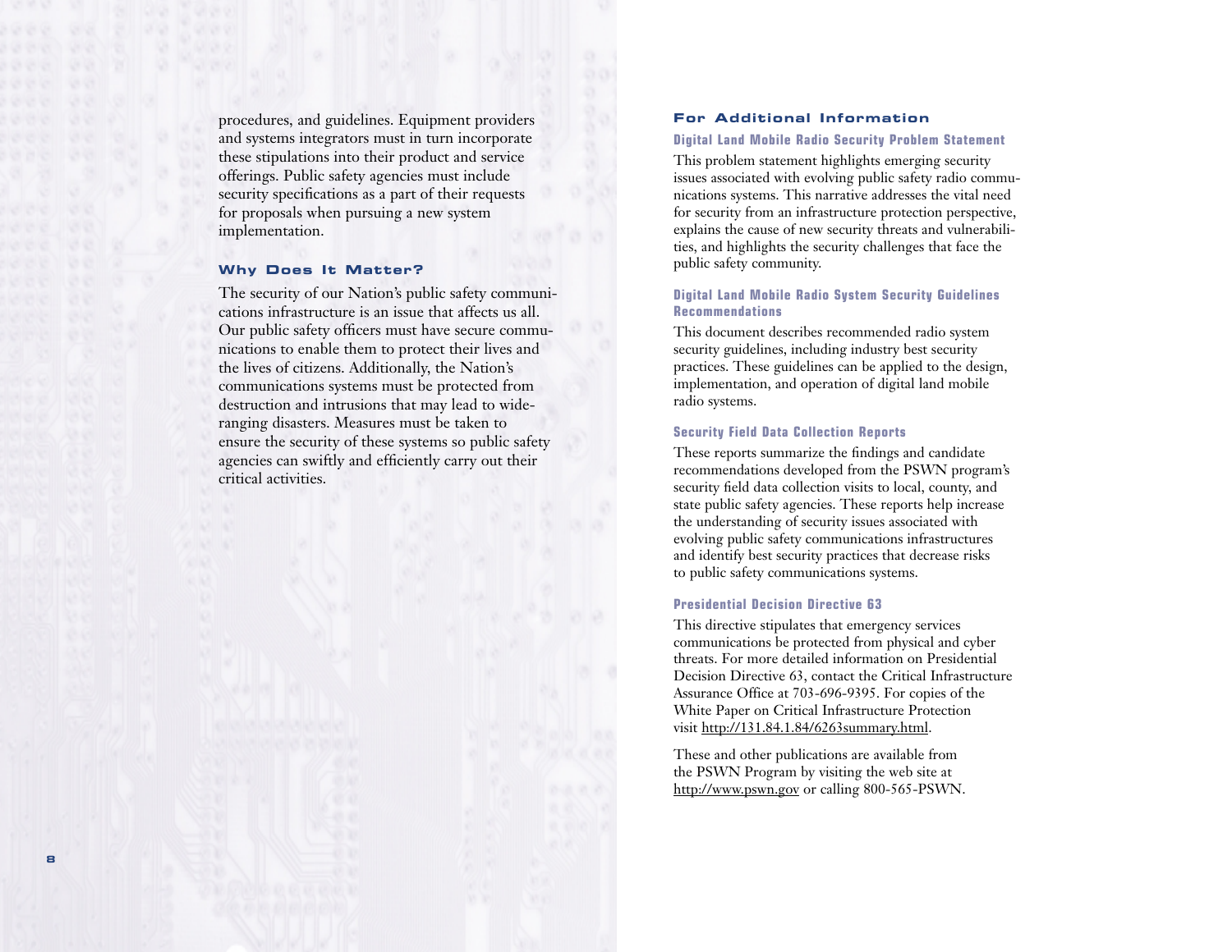procedures, and guidelines. Equipment providers and systems integrators must in turn incorporate these stipulations into their product and service offerings. Public safety agencies must include security specifications as a part of their requests for proposals when pursuing a new system implementation.

## Why Does It Matter?

The security of our Nation's public safety communications infrastructure is an issue that affects us all. Our public safety officers must have secure communications to enable them to protect their lives and the lives of citizens. Additionally, the Nation's communications systems must be protected from destruction and intrusions that may lead to wide-ranging disasters. Measures must be taken to ensure the security of these systems so public safety agencies can swiftly and efficiently carry out their critical activities.

## For Additional Information

### Digital Land Mobile Radio Security Problem Statement

This problem statement highlights emerging security issues associated with evolving public safety radio communications systems. This narrative addresses the vital need for security from an infrastructure protection perspective, explains the cause of new security threats and vulnerabilities, and highlights the security challenges that face the public safety community.

### Digital Land Mobile Radio System Security Guidelines Recommendations

This document describes recommended radio system security guidelines, including industry best security practices. These guidelines can be applied to the design, implementation, and operation of digital land mobile radio systems.

### Security Field Data Collection Reports

These reports summarize the findings and candidate recommendations developed from the PSWN program's security field data collection visits to local, county, and state public safety agencies. These reports help increase the understanding of security issues associated with evolving public safety communications infrastructures and identify best security practices that decrease risks to public safety communications systems.

### Presidential Decision Directive 63

This directive stipulates that emergency services communications be protected from physical and cyber threats. For more detailed information on Presidential Decision Directive 63, contact the Critical Infrastructure Assurance Office at 703-696-9395. For copies of the White Paper on Critical Infrastructure Protection visit http://131.84.1.84/6263summary.html.

These and other publications are available from the PSWN Program by visiting the web site at http://www.pswn.gov or calling 800-565-PSWN.